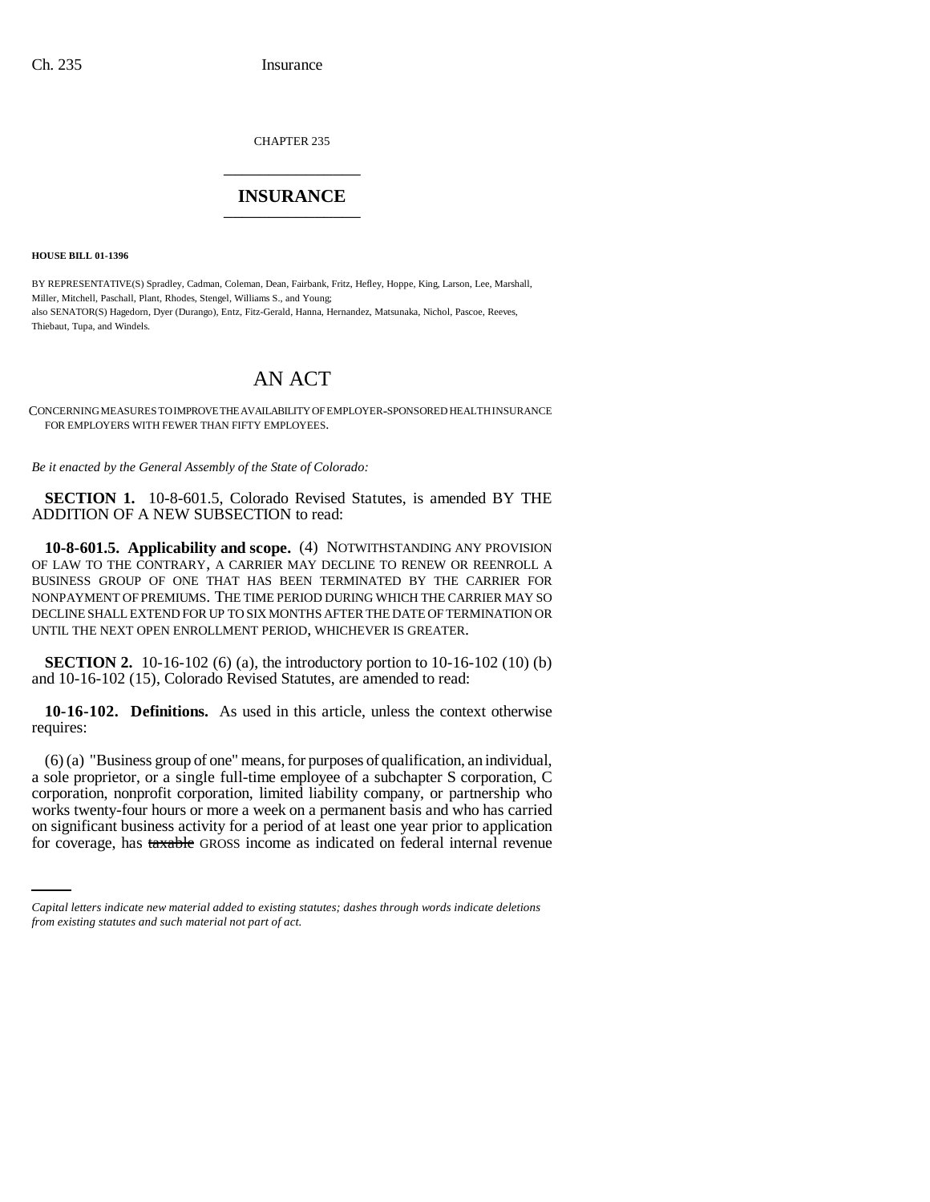CHAPTER 235

# INSURANCE

**HOUSE BILL 01-1396**

BY REPRESENTATIVE(S) Spradley, Cadman, Coleman, Dean, Fairbank, Fritz, Hefley, Hoppe, King, Larson, Lee, Marshall, Miller, Mitchell, Paschall, Plant, Rhodes, Stengel, Williams S., and Young;
also SENATOR(S) Hagedorn, Dyer (Durango), Entz, Fitz-Gerald, Hanna, Hernandez, Matsunaka, Nichol, Pascoe, Reeves, Thiebaut, Tupa, and Windels.

# AN ACT

CONCERNING MEASURES TO IMPROVE THE AVAILABILITY OF EMPLOYER-SPONSORED HEALTH INSURANCE FOR EMPLOYERS WITH FEWER THAN FIFTY EMPLOYEES.

*Be it enacted by the General Assembly of the State of Colorado:*

**SECTION 1.** 10-8-601.5, Colorado Revised Statutes, is amended BY THE ADDITION OF A NEW SUBSECTION to read:

**10-8-601.5. Applicability and scope.** (4) NOTWITHSTANDING ANY PROVISION OF LAW TO THE CONTRARY, A CARRIER MAY DECLINE TO RENEW OR REENROLL A BUSINESS GROUP OF ONE THAT HAS BEEN TERMINATED BY THE CARRIER FOR NONPAYMENT OF PREMIUMS. THE TIME PERIOD DURING WHICH THE CARRIER MAY SO DECLINE SHALL EXTEND FOR UP TO SIX MONTHS AFTER THE DATE OF TERMINATION OR UNTIL THE NEXT OPEN ENROLLMENT PERIOD, WHICHEVER IS GREATER.

**SECTION 2.** 10-16-102 (6) (a), the introductory portion to 10-16-102 (10) (b) and 10-16-102 (15), Colorado Revised Statutes, are amended to read:

**10-16-102. Definitions.** As used in this article, unless the context otherwise requires:

(6) (a) "Business group of one" means, for purposes of qualification, an individual, a sole proprietor, or a single full-time employee of a subchapter S corporation, C corporation, nonprofit corporation, limited liability company, or partnership who works twenty-four hours or more a week on a permanent basis and who has carried on significant business activity for a period of at least one year prior to application for coverage, has ~~taxable~~ GROSS income as indicated on federal internal revenue

*Capital letters indicate new material added to existing statutes; dashes through words indicate deletions from existing statutes and such material not part of act.*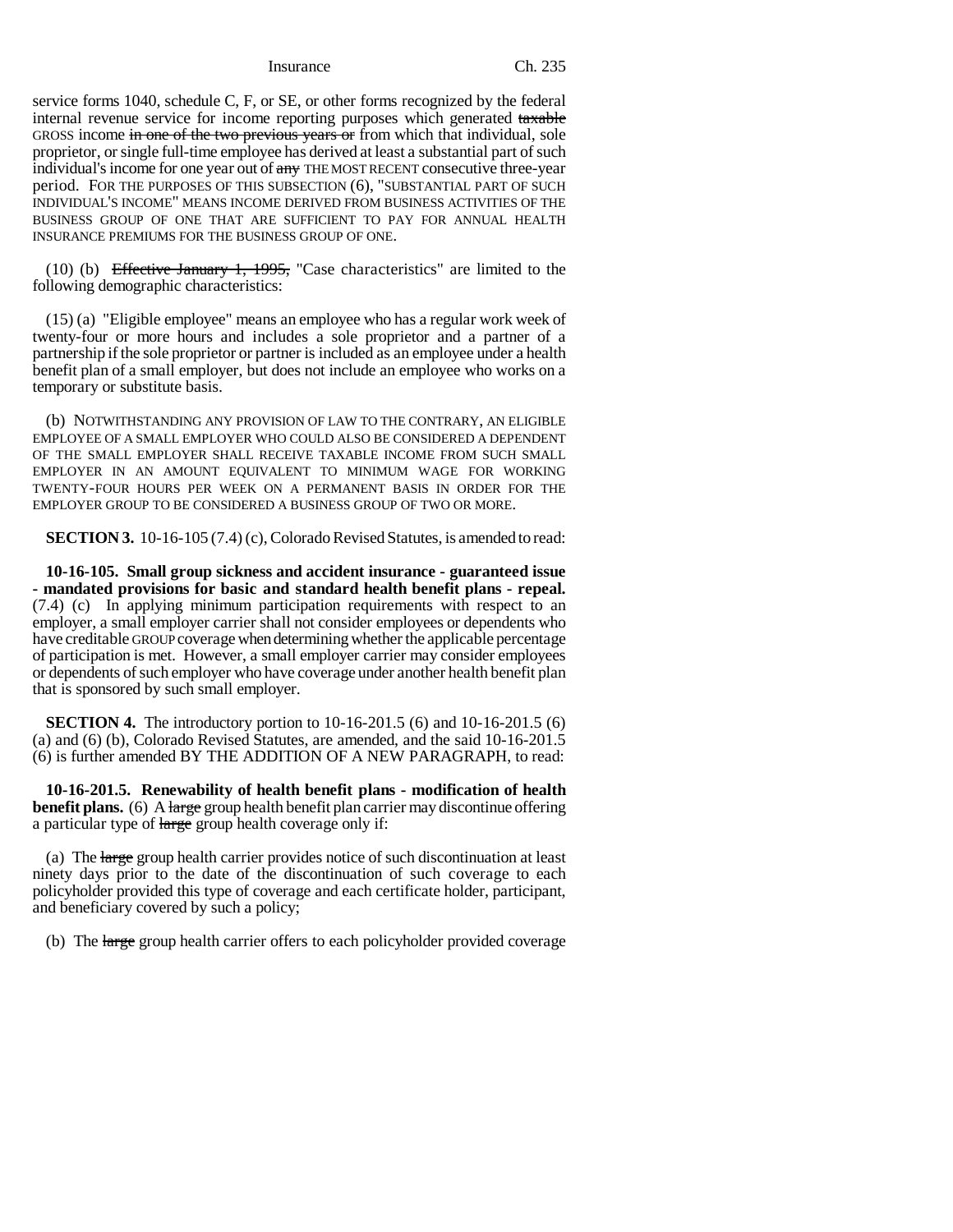service forms 1040, schedule C, F, or SE, or other forms recognized by the federal internal revenue service for income reporting purposes which generated ~~taxable~~ GROSS income ~~in one of the two previous years or~~ from which that individual, sole proprietor, or single full-time employee has derived at least a substantial part of such individual's income for one year out of ~~any~~ THE MOST RECENT consecutive three-year period. FOR THE PURPOSES OF THIS SUBSECTION (6), "SUBSTANTIAL PART OF SUCH INDIVIDUAL'S INCOME" MEANS INCOME DERIVED FROM BUSINESS ACTIVITIES OF THE BUSINESS GROUP OF ONE THAT ARE SUFFICIENT TO PAY FOR ANNUAL HEALTH INSURANCE PREMIUMS FOR THE BUSINESS GROUP OF ONE.

(10) (b) ~~Effective January 1, 1995,~~ "Case characteristics" are limited to the following demographic characteristics:

(15) (a) "Eligible employee" means an employee who has a regular work week of twenty-four or more hours and includes a sole proprietor and a partner of a partnership if the sole proprietor or partner is included as an employee under a health benefit plan of a small employer, but does not include an employee who works on a temporary or substitute basis.

(b) NOTWITHSTANDING ANY PROVISION OF LAW TO THE CONTRARY, AN ELIGIBLE EMPLOYEE OF A SMALL EMPLOYER WHO COULD ALSO BE CONSIDERED A DEPENDENT OF THE SMALL EMPLOYER SHALL RECEIVE TAXABLE INCOME FROM SUCH SMALL EMPLOYER IN AN AMOUNT EQUIVALENT TO MINIMUM WAGE FOR WORKING TWENTY-FOUR HOURS PER WEEK ON A PERMANENT BASIS IN ORDER FOR THE EMPLOYER GROUP TO BE CONSIDERED A BUSINESS GROUP OF TWO OR MORE.

**SECTION 3.** 10-16-105 (7.4) (c), Colorado Revised Statutes, is amended to read:

**10-16-105. Small group sickness and accident insurance - guaranteed issue - mandated provisions for basic and standard health benefit plans - repeal.** (7.4) (c) In applying minimum participation requirements with respect to an employer, a small employer carrier shall not consider employees or dependents who have creditable GROUP coverage when determining whether the applicable percentage of participation is met. However, a small employer carrier may consider employees or dependents of such employer who have coverage under another health benefit plan that is sponsored by such small employer.

**SECTION 4.** The introductory portion to 10-16-201.5 (6) and 10-16-201.5 (6) (a) and (6) (b), Colorado Revised Statutes, are amended, and the said 10-16-201.5 (6) is further amended BY THE ADDITION OF A NEW PARAGRAPH, to read:

**10-16-201.5. Renewability of health benefit plans - modification of health benefit plans.** (6) A ~~large~~ group health benefit plan carrier may discontinue offering a particular type of ~~large~~ group health coverage only if:

(a) The ~~large~~ group health carrier provides notice of such discontinuation at least ninety days prior to the date of the discontinuation of such coverage to each policyholder provided this type of coverage and each certificate holder, participant, and beneficiary covered by such a policy;

(b) The ~~large~~ group health carrier offers to each policyholder provided coverage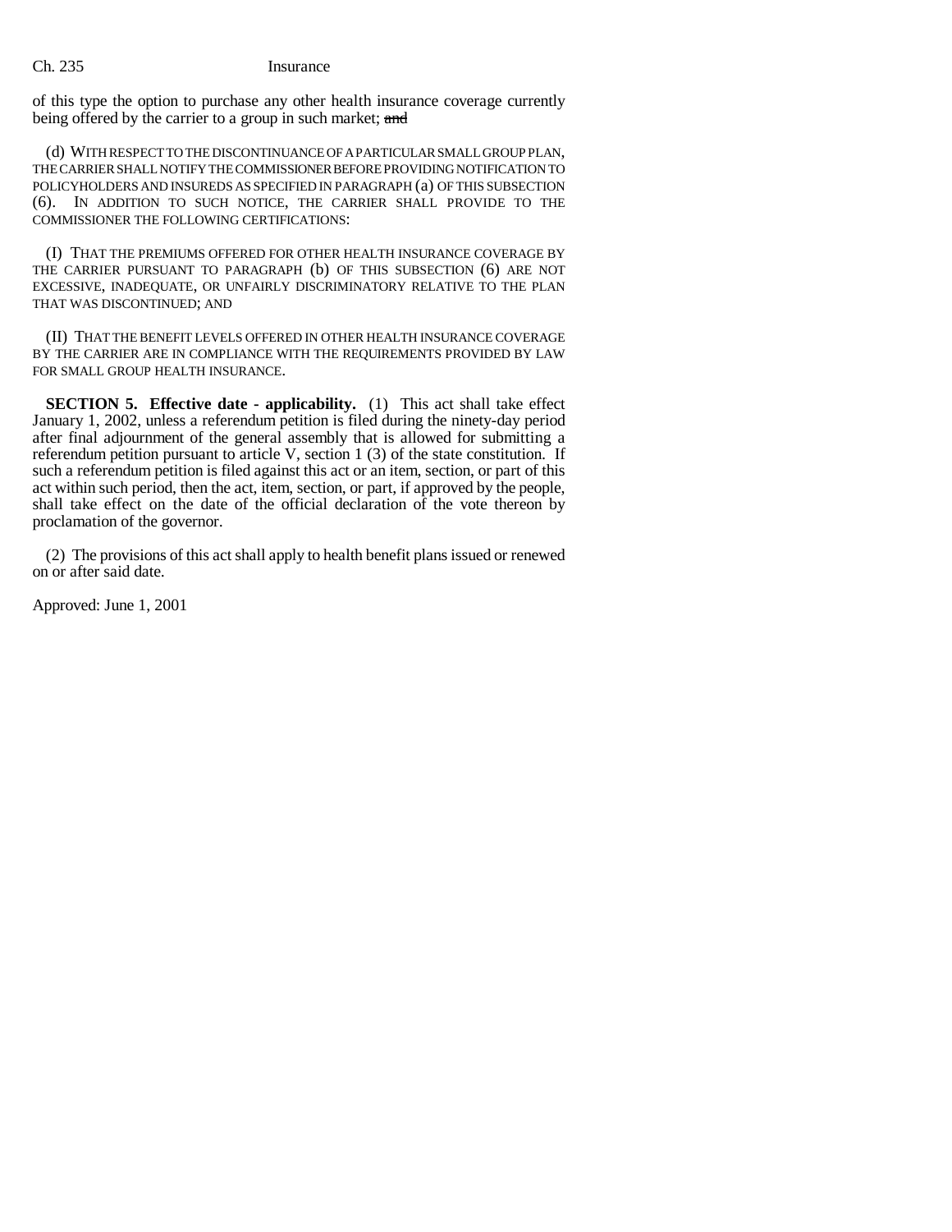of this type the option to purchase any other health insurance coverage currently being offered by the carrier to a group in such market; ~~and~~

(d) WITH RESPECT TO THE DISCONTINUANCE OF A PARTICULAR SMALL GROUP PLAN, THE CARRIER SHALL NOTIFY THE COMMISSIONER BEFORE PROVIDING NOTIFICATION TO POLICYHOLDERS AND INSUREDS AS SPECIFIED IN PARAGRAPH (a) OF THIS SUBSECTION (6). IN ADDITION TO SUCH NOTICE, THE CARRIER SHALL PROVIDE TO THE COMMISSIONER THE FOLLOWING CERTIFICATIONS:

(I) THAT THE PREMIUMS OFFERED FOR OTHER HEALTH INSURANCE COVERAGE BY THE CARRIER PURSUANT TO PARAGRAPH (b) OF THIS SUBSECTION (6) ARE NOT EXCESSIVE, INADEQUATE, OR UNFAIRLY DISCRIMINATORY RELATIVE TO THE PLAN THAT WAS DISCONTINUED; AND

(II) THAT THE BENEFIT LEVELS OFFERED IN OTHER HEALTH INSURANCE COVERAGE BY THE CARRIER ARE IN COMPLIANCE WITH THE REQUIREMENTS PROVIDED BY LAW FOR SMALL GROUP HEALTH INSURANCE.

**SECTION 5. Effective date - applicability.** (1) This act shall take effect January 1, 2002, unless a referendum petition is filed during the ninety-day period after final adjournment of the general assembly that is allowed for submitting a referendum petition pursuant to article V, section 1 (3) of the state constitution. If such a referendum petition is filed against this act or an item, section, or part of this act within such period, then the act, item, section, or part, if approved by the people, shall take effect on the date of the official declaration of the vote thereon by proclamation of the governor.

(2) The provisions of this act shall apply to health benefit plans issued or renewed on or after said date.

Approved: June 1, 2001